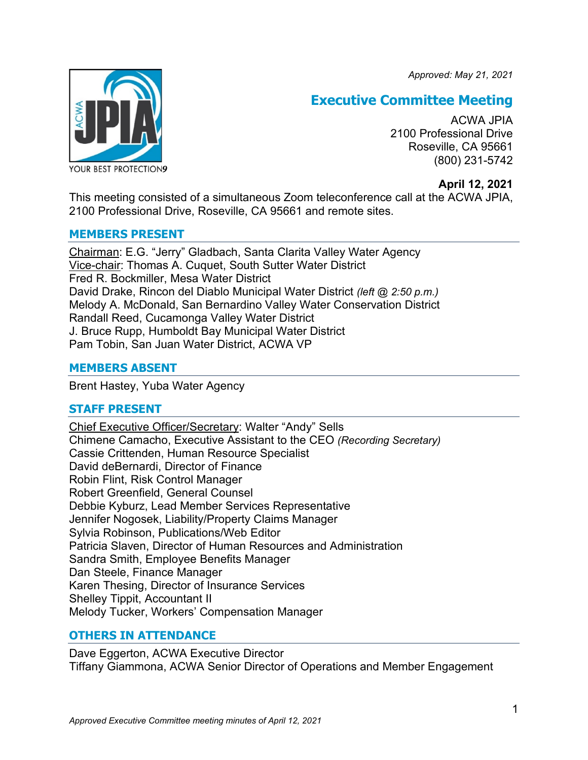*Approved: May 21, 2021*

# Executive Committee Meeting

ACWA JPIA
2100 Professional Drive
Roseville, CA 95661
(800) 231-5742

**April 12, 2021**

This meeting consisted of a simultaneous Zoom teleconference call at the ACWA JPIA, 2100 Professional Drive, Roseville, CA 95661 and remote sites.

## MEMBERS PRESENT

Chairman: E.G. "Jerry" Gladbach, Santa Clarita Valley Water Agency
Vice-chair: Thomas A. Cuquet, South Sutter Water District
Fred R. Bockmiller, Mesa Water District
David Drake, Rincon del Diablo Municipal Water District *(left @ 2:50 p.m.)*
Melody A. McDonald, San Bernardino Valley Water Conservation District
Randall Reed, Cucamonga Valley Water District
J. Bruce Rupp, Humboldt Bay Municipal Water District
Pam Tobin, San Juan Water District, ACWA VP

## MEMBERS ABSENT

Brent Hastey, Yuba Water Agency

## STAFF PRESENT

Chief Executive Officer/Secretary: Walter "Andy" Sells
Chimene Camacho, Executive Assistant to the CEO *(Recording Secretary)*
Cassie Crittenden, Human Resource Specialist
David deBernardi, Director of Finance
Robin Flint, Risk Control Manager
Robert Greenfield, General Counsel
Debbie Kyburz, Lead Member Services Representative
Jennifer Nogosek, Liability/Property Claims Manager
Sylvia Robinson, Publications/Web Editor
Patricia Slaven, Director of Human Resources and Administration
Sandra Smith, Employee Benefits Manager
Dan Steele, Finance Manager
Karen Thesing, Director of Insurance Services
Shelley Tippit, Accountant II
Melody Tucker, Workers' Compensation Manager

## OTHERS IN ATTENDANCE

Dave Eggerton, ACWA Executive Director
Tiffany Giammona, ACWA Senior Director of Operations and Member Engagement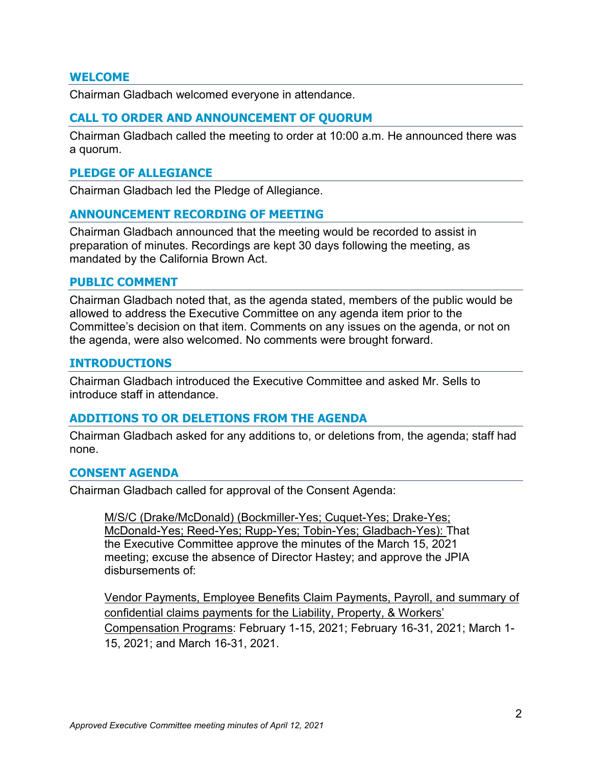## WELCOME

Chairman Gladbach welcomed everyone in attendance.

## CALL TO ORDER AND ANNOUNCEMENT OF QUORUM

Chairman Gladbach called the meeting to order at 10:00 a.m. He announced there was a quorum.

## PLEDGE OF ALLEGIANCE

Chairman Gladbach led the Pledge of Allegiance.

## ANNOUNCEMENT RECORDING OF MEETING

Chairman Gladbach announced that the meeting would be recorded to assist in preparation of minutes. Recordings are kept 30 days following the meeting, as mandated by the California Brown Act.

## PUBLIC COMMENT

Chairman Gladbach noted that, as the agenda stated, members of the public would be allowed to address the Executive Committee on any agenda item prior to the Committee's decision on that item. Comments on any issues on the agenda, or not on the agenda, were also welcomed. No comments were brought forward.

## INTRODUCTIONS

Chairman Gladbach introduced the Executive Committee and asked Mr. Sells to introduce staff in attendance.

## ADDITIONS TO OR DELETIONS FROM THE AGENDA

Chairman Gladbach asked for any additions to, or deletions from, the agenda; staff had none.

## CONSENT AGENDA

Chairman Gladbach called for approval of the Consent Agenda:

> M/S/C (Drake/McDonald) (Bockmiller-Yes; Cuquet-Yes; Drake-Yes; McDonald-Yes; Reed-Yes; Rupp-Yes; Tobin-Yes; Gladbach-Yes): That the Executive Committee approve the minutes of the March 15, 2021 meeting; excuse the absence of Director Hastey; and approve the JPIA disbursements of:
>
> Vendor Payments, Employee Benefits Claim Payments, Payroll, and summary of confidential claims payments for the Liability, Property, & Workers' Compensation Programs: February 1-15, 2021; February 16-31, 2021; March 1-15, 2021; and March 16-31, 2021.

*Approved Executive Committee meeting minutes of April 12, 2021*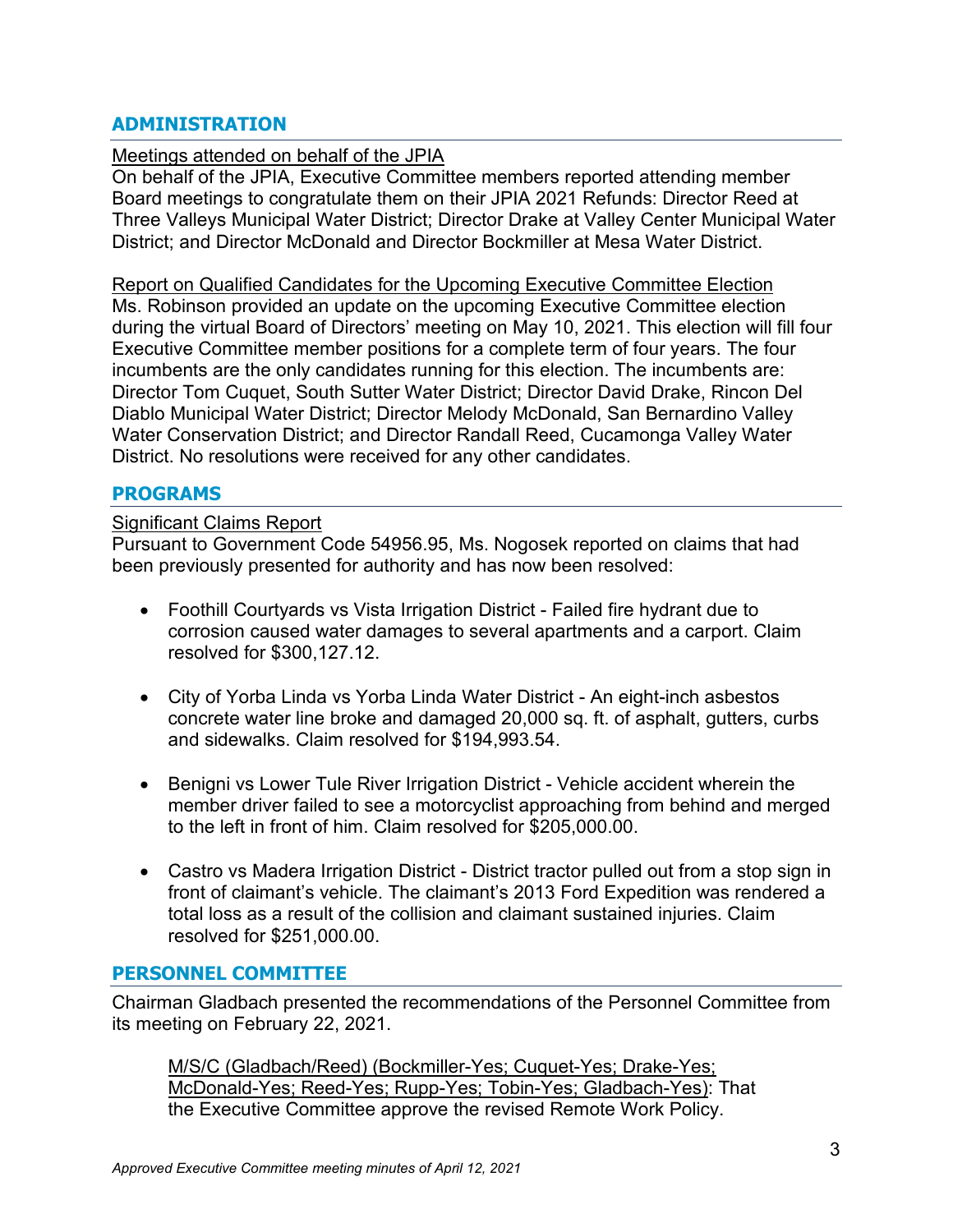## ADMINISTRATION

Meetings attended on behalf of the JPIA

On behalf of the JPIA, Executive Committee members reported attending member Board meetings to congratulate them on their JPIA 2021 Refunds: Director Reed at Three Valleys Municipal Water District; Director Drake at Valley Center Municipal Water District; and Director McDonald and Director Bockmiller at Mesa Water District.

Report on Qualified Candidates for the Upcoming Executive Committee Election

Ms. Robinson provided an update on the upcoming Executive Committee election during the virtual Board of Directors' meeting on May 10, 2021. This election will fill four Executive Committee member positions for a complete term of four years. The four incumbents are the only candidates running for this election. The incumbents are: Director Tom Cuquet, South Sutter Water District; Director David Drake, Rincon Del Diablo Municipal Water District; Director Melody McDonald, San Bernardino Valley Water Conservation District; and Director Randall Reed, Cucamonga Valley Water District. No resolutions were received for any other candidates.

## PROGRAMS

Significant Claims Report

Pursuant to Government Code 54956.95, Ms. Nogosek reported on claims that had been previously presented for authority and has now been resolved:

- Foothill Courtyards vs Vista Irrigation District - Failed fire hydrant due to corrosion caused water damages to several apartments and a carport. Claim resolved for $300,127.12.

- City of Yorba Linda vs Yorba Linda Water District - An eight-inch asbestos concrete water line broke and damaged 20,000 sq. ft. of asphalt, gutters, curbs and sidewalks. Claim resolved for $194,993.54.

- Benigni vs Lower Tule River Irrigation District - Vehicle accident wherein the member driver failed to see a motorcyclist approaching from behind and merged to the left in front of him. Claim resolved for $205,000.00.

- Castro vs Madera Irrigation District - District tractor pulled out from a stop sign in front of claimant's vehicle. The claimant's 2013 Ford Expedition was rendered a total loss as a result of the collision and claimant sustained injuries. Claim resolved for $251,000.00.

## PERSONNEL COMMITTEE

Chairman Gladbach presented the recommendations of the Personnel Committee from its meeting on February 22, 2021.

> M/S/C (Gladbach/Reed) (Bockmiller-Yes; Cuquet-Yes; Drake-Yes; McDonald-Yes; Reed-Yes; Rupp-Yes; Tobin-Yes; Gladbach-Yes): That the Executive Committee approve the revised Remote Work Policy.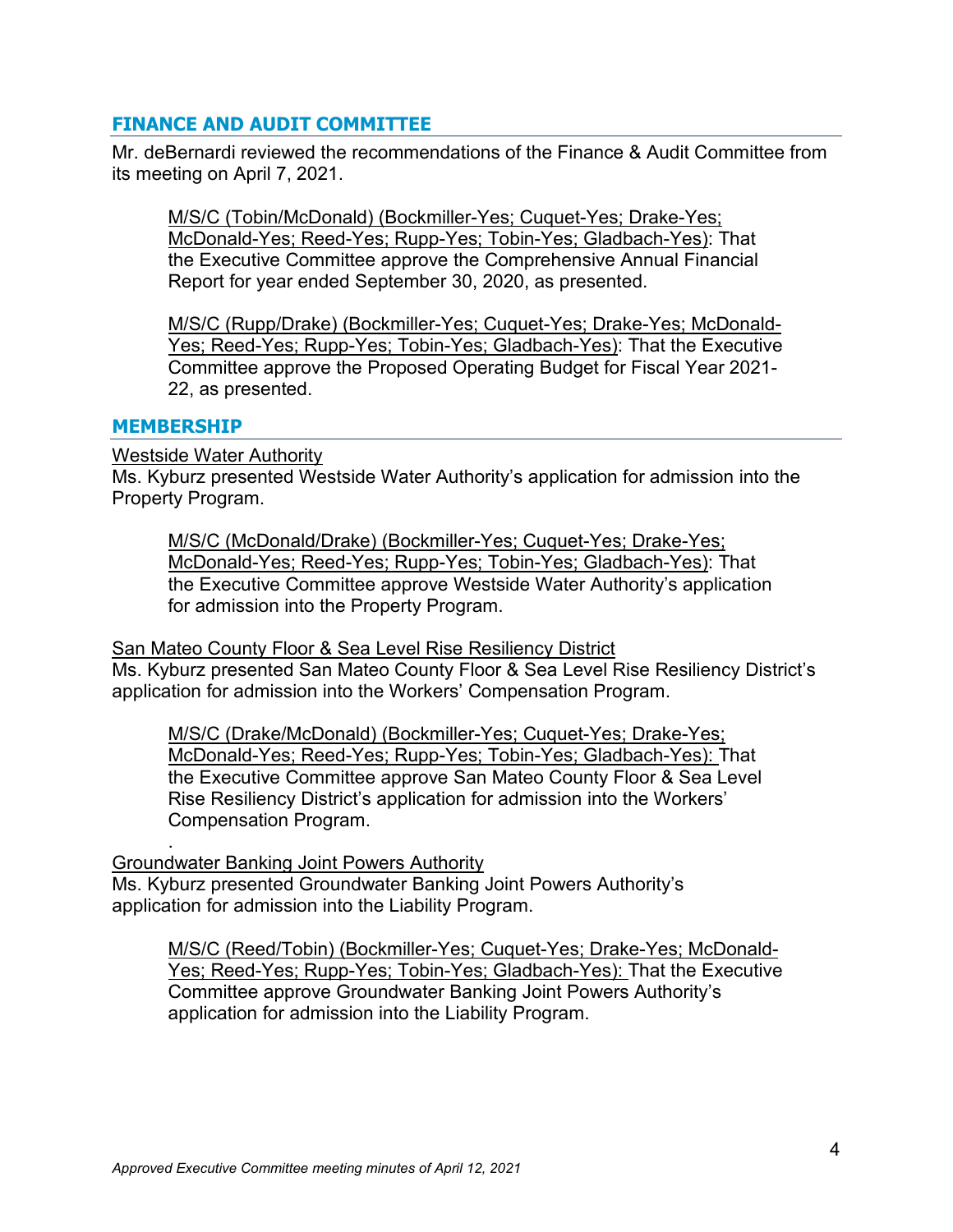## FINANCE AND AUDIT COMMITTEE

Mr. deBernardi reviewed the recommendations of the Finance & Audit Committee from its meeting on April 7, 2021.

> M/S/C (Tobin/McDonald) (Bockmiller-Yes; Cuquet-Yes; Drake-Yes; McDonald-Yes; Reed-Yes; Rupp-Yes; Tobin-Yes; Gladbach-Yes): That the Executive Committee approve the Comprehensive Annual Financial Report for year ended September 30, 2020, as presented.

> M/S/C (Rupp/Drake) (Bockmiller-Yes; Cuquet-Yes; Drake-Yes; McDonald-Yes; Reed-Yes; Rupp-Yes; Tobin-Yes; Gladbach-Yes): That the Executive Committee approve the Proposed Operating Budget for Fiscal Year 2021-22, as presented.

## MEMBERSHIP

Westside Water Authority

Ms. Kyburz presented Westside Water Authority's application for admission into the Property Program.

> M/S/C (McDonald/Drake) (Bockmiller-Yes; Cuquet-Yes; Drake-Yes; McDonald-Yes; Reed-Yes; Rupp-Yes; Tobin-Yes; Gladbach-Yes): That the Executive Committee approve Westside Water Authority's application for admission into the Property Program.

San Mateo County Floor & Sea Level Rise Resiliency District

Ms. Kyburz presented San Mateo County Floor & Sea Level Rise Resiliency District's application for admission into the Workers' Compensation Program.

> M/S/C (Drake/McDonald) (Bockmiller-Yes; Cuquet-Yes; Drake-Yes; McDonald-Yes; Reed-Yes; Rupp-Yes; Tobin-Yes; Gladbach-Yes): That the Executive Committee approve San Mateo County Floor & Sea Level Rise Resiliency District's application for admission into the Workers' Compensation Program.

Groundwater Banking Joint Powers Authority

Ms. Kyburz presented Groundwater Banking Joint Powers Authority's application for admission into the Liability Program.

> M/S/C (Reed/Tobin) (Bockmiller-Yes; Cuquet-Yes; Drake-Yes; McDonald-Yes; Reed-Yes; Rupp-Yes; Tobin-Yes; Gladbach-Yes): That the Executive Committee approve Groundwater Banking Joint Powers Authority's application for admission into the Liability Program.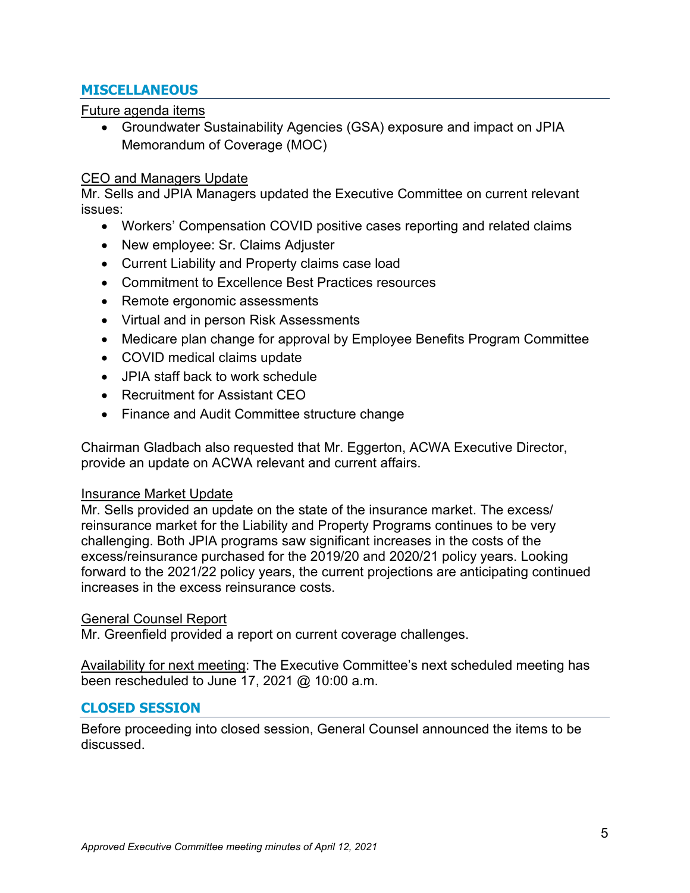## MISCELLANEOUS

Future agenda items

- Groundwater Sustainability Agencies (GSA) exposure and impact on JPIA Memorandum of Coverage (MOC)

CEO and Managers Update

Mr. Sells and JPIA Managers updated the Executive Committee on current relevant issues:

- Workers' Compensation COVID positive cases reporting and related claims
- New employee: Sr. Claims Adjuster
- Current Liability and Property claims case load
- Commitment to Excellence Best Practices resources
- Remote ergonomic assessments
- Virtual and in person Risk Assessments
- Medicare plan change for approval by Employee Benefits Program Committee
- COVID medical claims update
- JPIA staff back to work schedule
- Recruitment for Assistant CEO
- Finance and Audit Committee structure change

Chairman Gladbach also requested that Mr. Eggerton, ACWA Executive Director, provide an update on ACWA relevant and current affairs.

Insurance Market Update

Mr. Sells provided an update on the state of the insurance market. The excess/ reinsurance market for the Liability and Property Programs continues to be very challenging. Both JPIA programs saw significant increases in the costs of the excess/reinsurance purchased for the 2019/20 and 2020/21 policy years. Looking forward to the 2021/22 policy years, the current projections are anticipating continued increases in the excess reinsurance costs.

General Counsel Report

Mr. Greenfield provided a report on current coverage challenges.

Availability for next meeting: The Executive Committee's next scheduled meeting has been rescheduled to June 17, 2021 @ 10:00 a.m.

## CLOSED SESSION

Before proceeding into closed session, General Counsel announced the items to be discussed.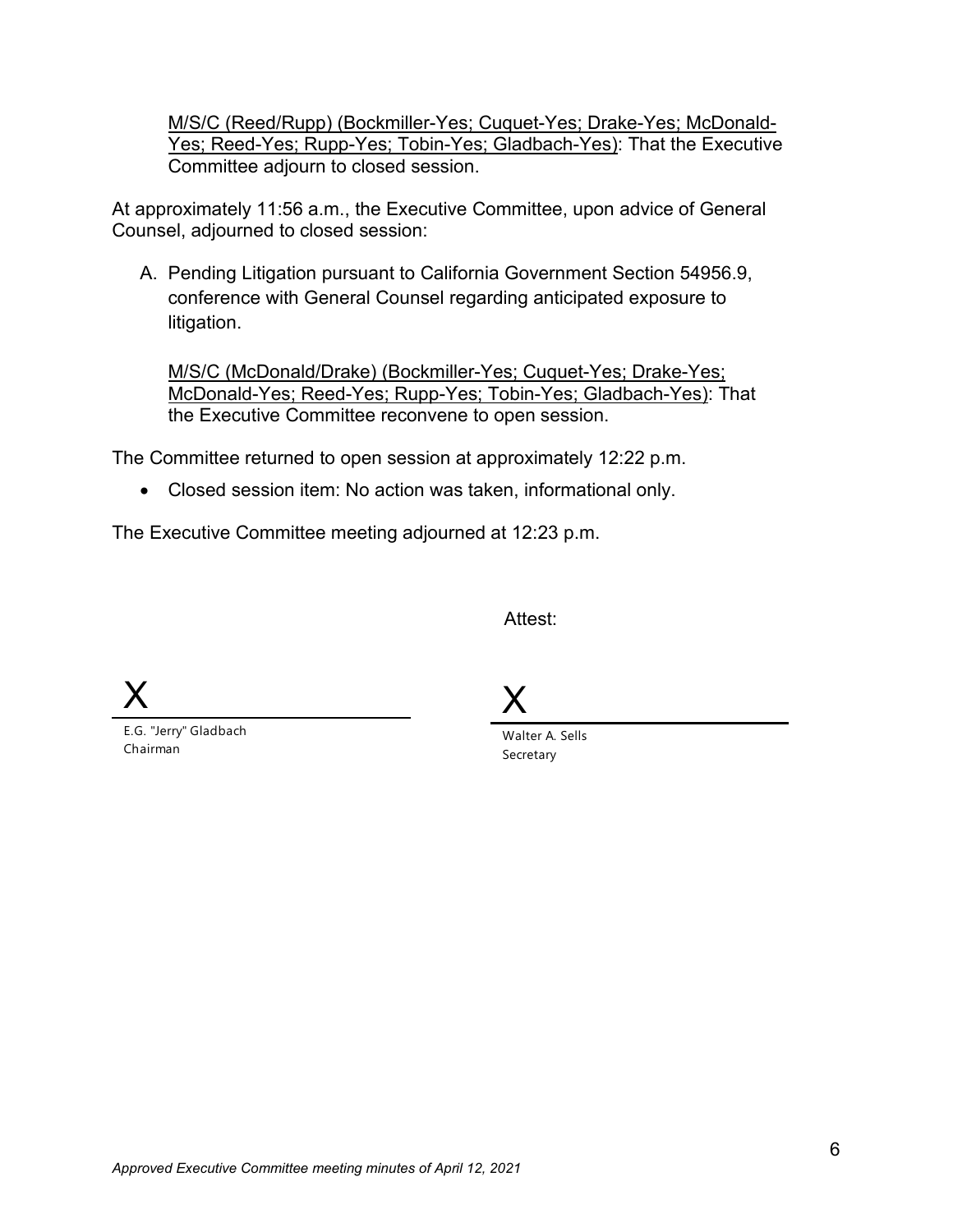M/S/C (Reed/Rupp) (Bockmiller-Yes; Cuquet-Yes; Drake-Yes; McDonald-Yes; Reed-Yes; Rupp-Yes; Tobin-Yes; Gladbach-Yes): That the Executive Committee adjourn to closed session.

At approximately 11:56 a.m., the Executive Committee, upon advice of General Counsel, adjourned to closed session:

A. Pending Litigation pursuant to California Government Section 54956.9, conference with General Counsel regarding anticipated exposure to litigation.

   M/S/C (McDonald/Drake) (Bockmiller-Yes; Cuquet-Yes; Drake-Yes; McDonald-Yes; Reed-Yes; Rupp-Yes; Tobin-Yes; Gladbach-Yes): That the Executive Committee reconvene to open session.

The Committee returned to open session at approximately 12:22 p.m.

- Closed session item: No action was taken, informational only.

The Executive Committee meeting adjourned at 12:23 p.m.

Attest:

X

E.G. "Jerry" Gladbach
Chairman

X

Walter A. Sells
Secretary

*Approved Executive Committee meeting minutes of April 12, 2021*